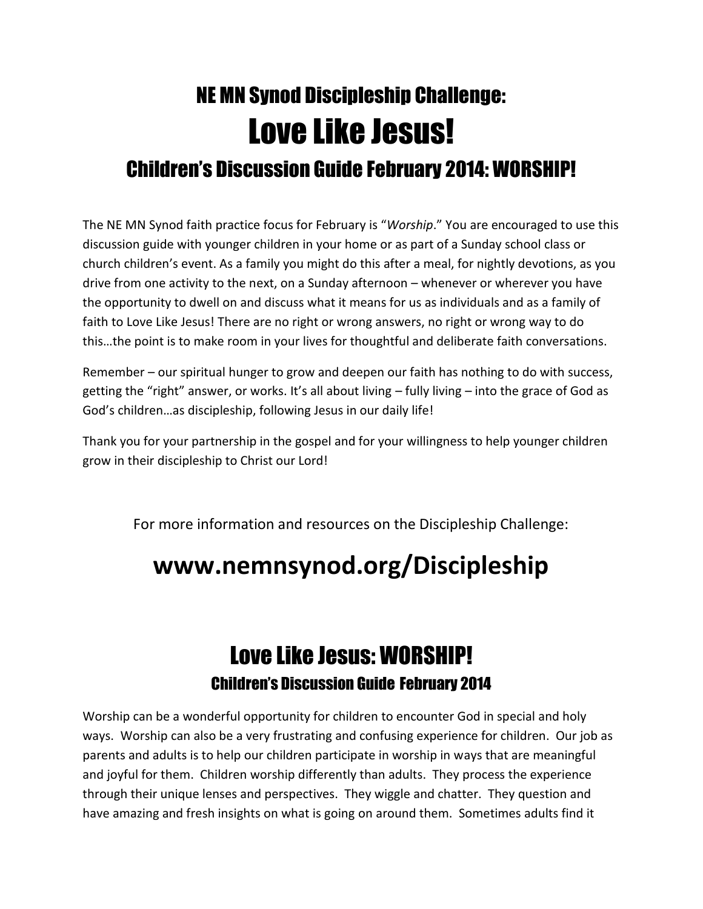# NE MN Synod Discipleship Challenge:

# Love Like Jesus!

## Children's Discussion Guide February 2014: WORSHIP!

The NE MN Synod faith practice focus for February is "*Worship*." You are encouraged to use this discussion guide with younger children in your home or as part of a Sunday school class or church children's event. As a family you might do this after a meal, for nightly devotions, as you drive from one activity to the next, on a Sunday afternoon – whenever or wherever you have the opportunity to dwell on and discuss what it means for us as individuals and as a family of faith to Love Like Jesus! There are no right or wrong answers, no right or wrong way to do this…the point is to make room in your lives for thoughtful and deliberate faith conversations.

Remember – our spiritual hunger to grow and deepen our faith has nothing to do with success, getting the "right" answer, or works. It's all about living – fully living – into the grace of God as God's children…as discipleship, following Jesus in our daily life!

Thank you for your partnership in the gospel and for your willingness to help younger children grow in their discipleship to Christ our Lord!

For more information and resources on the Discipleship Challenge:

**www.nemnsynod.org/Discipleship**

## Love Like Jesus: WORSHIP!

### Children's Discussion Guide February 2014

Worship can be a wonderful opportunity for children to encounter God in special and holy ways. Worship can also be a very frustrating and confusing experience for children. Our job as parents and adults is to help our children participate in worship in ways that are meaningful and joyful for them. Children worship differently than adults. They process the experience through their unique lenses and perspectives. They wiggle and chatter. They question and have amazing and fresh insights on what is going on around them. Sometimes adults find it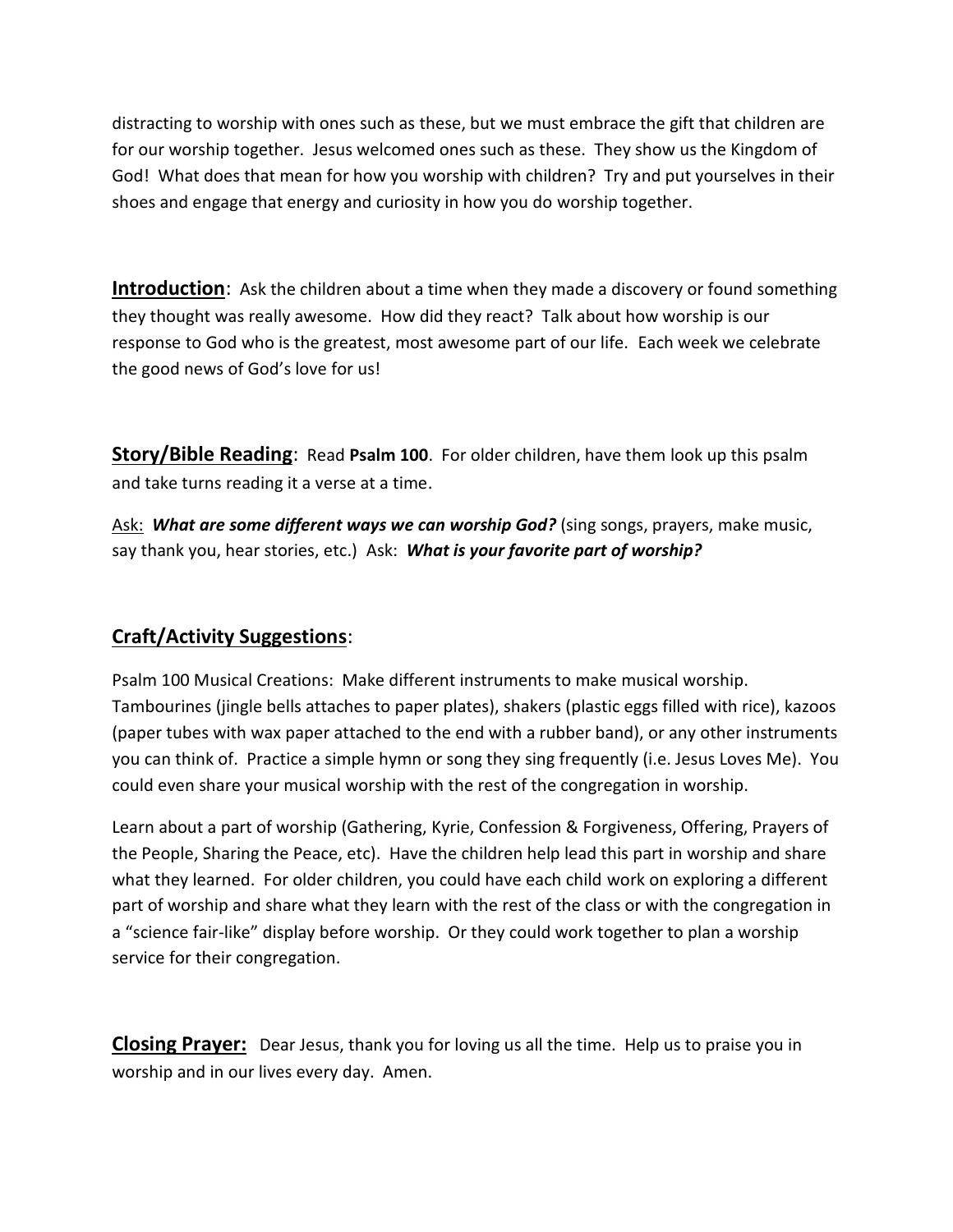distracting to worship with ones such as these, but we must embrace the gift that children are for our worship together. Jesus welcomed ones such as these. They show us the Kingdom of God! What does that mean for how you worship with children? Try and put yourselves in their shoes and engage that energy and curiosity in how you do worship together.

**Introduction**: Ask the children about a time when they made a discovery or found something they thought was really awesome. How did they react? Talk about how worship is our response to God who is the greatest, most awesome part of our life. Each week we celebrate the good news of God's love for us!

**Story/Bible Reading**: Read **Psalm 100**. For older children, have them look up this psalm and take turns reading it a verse at a time.

Ask: ***What are some different ways we can worship God?*** (sing songs, prayers, make music, say thank you, hear stories, etc.) Ask: ***What is your favorite part of worship?***

## Craft/Activity Suggestions:

Psalm 100 Musical Creations: Make different instruments to make musical worship. Tambourines (jingle bells attaches to paper plates), shakers (plastic eggs filled with rice), kazoos (paper tubes with wax paper attached to the end with a rubber band), or any other instruments you can think of. Practice a simple hymn or song they sing frequently (i.e. Jesus Loves Me). You could even share your musical worship with the rest of the congregation in worship.

Learn about a part of worship (Gathering, Kyrie, Confession & Forgiveness, Offering, Prayers of the People, Sharing the Peace, etc). Have the children help lead this part in worship and share what they learned. For older children, you could have each child work on exploring a different part of worship and share what they learn with the rest of the class or with the congregation in a "science fair-like" display before worship. Or they could work together to plan a worship service for their congregation.

**Closing Prayer:** Dear Jesus, thank you for loving us all the time. Help us to praise you in worship and in our lives every day. Amen.